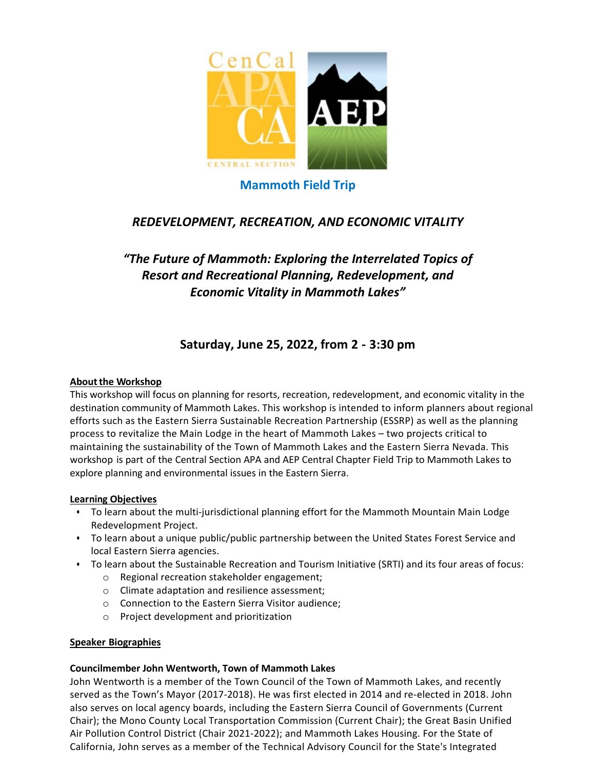## Mammoth Field Trip

### *REDEVELOPMENT, RECREATION, AND ECONOMIC VITALITY*

### *"The Future of Mammoth: Exploring the Interrelated Topics of Resort and Recreational Planning, Redevelopment, and Economic Vitality in Mammoth Lakes"*

### Saturday, June 25, 2022, from 2 - 3:30 pm

**About the Workshop**

This workshop will focus on planning for resorts, recreation, redevelopment, and economic vitality in the destination community of Mammoth Lakes. This workshop is intended to inform planners about regional efforts such as the Eastern Sierra Sustainable Recreation Partnership (ESSRP) as well as the planning process to revitalize the Main Lodge in the heart of Mammoth Lakes – two projects critical to maintaining the sustainability of the Town of Mammoth Lakes and the Eastern Sierra Nevada. This workshop is part of the Central Section APA and AEP Central Chapter Field Trip to Mammoth Lakes to explore planning and environmental issues in the Eastern Sierra.

**Learning Objectives**

- To learn about the multi-jurisdictional planning effort for the Mammoth Mountain Main Lodge Redevelopment Project.
- To learn about a unique public/public partnership between the United States Forest Service and local Eastern Sierra agencies.
- To learn about the Sustainable Recreation and Tourism Initiative (SRTI) and its four areas of focus:
  - Regional recreation stakeholder engagement;
  - Climate adaptation and resilience assessment;
  - Connection to the Eastern Sierra Visitor audience;
  - Project development and prioritization

**Speaker Biographies**

**Councilmember John Wentworth, Town of Mammoth Lakes**

John Wentworth is a member of the Town Council of the Town of Mammoth Lakes, and recently served as the Town's Mayor (2017-2018). He was first elected in 2014 and re-elected in 2018. John also serves on local agency boards, including the Eastern Sierra Council of Governments (Current Chair); the Mono County Local Transportation Commission (Current Chair); the Great Basin Unified Air Pollution Control District (Chair 2021-2022); and Mammoth Lakes Housing. For the State of California, John serves as a member of the Technical Advisory Council for the State's Integrated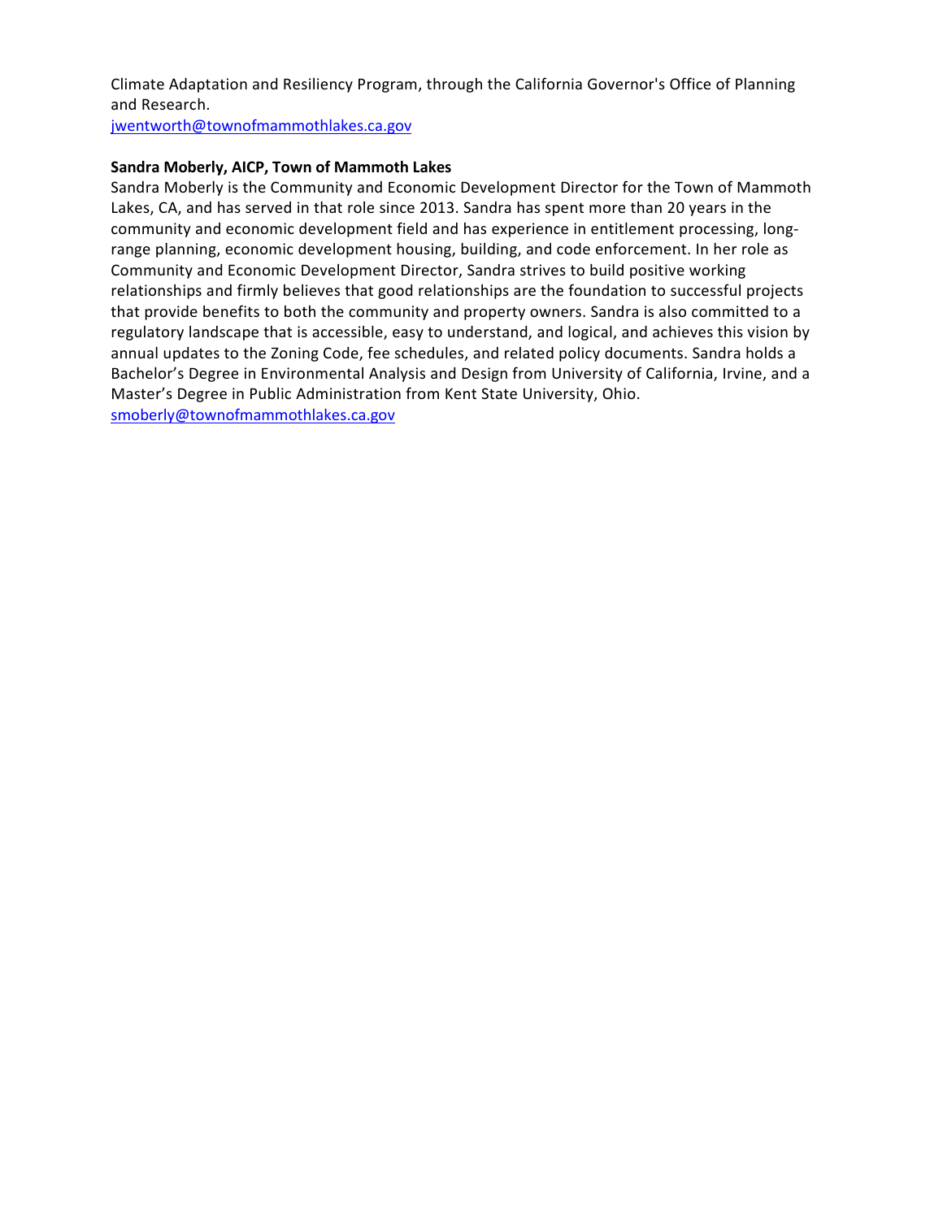Climate Adaptation and Resiliency Program, through the California Governor's Office of Planning and Research.
jwentworth@townofmammothlakes.ca.gov

**Sandra Moberly, AICP, Town of Mammoth Lakes**
Sandra Moberly is the Community and Economic Development Director for the Town of Mammoth Lakes, CA, and has served in that role since 2013. Sandra has spent more than 20 years in the community and economic development field and has experience in entitlement processing, long-range planning, economic development housing, building, and code enforcement. In her role as Community and Economic Development Director, Sandra strives to build positive working relationships and firmly believes that good relationships are the foundation to successful projects that provide benefits to both the community and property owners. Sandra is also committed to a regulatory landscape that is accessible, easy to understand, and logical, and achieves this vision by annual updates to the Zoning Code, fee schedules, and related policy documents. Sandra holds a Bachelor's Degree in Environmental Analysis and Design from University of California, Irvine, and a Master's Degree in Public Administration from Kent State University, Ohio.
smoberly@townofmammothlakes.ca.gov